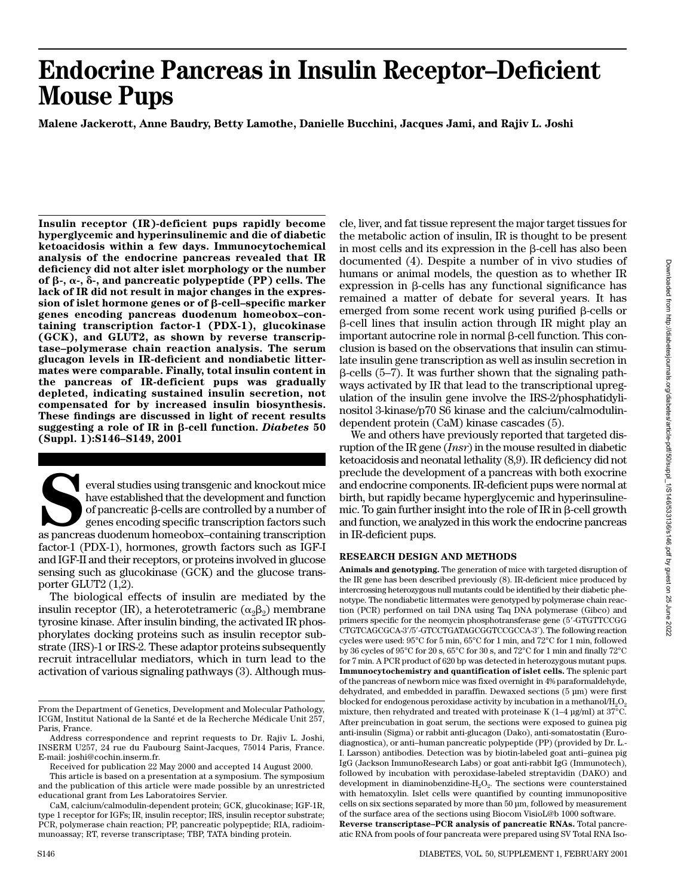# Endocrine Pancreas in Insulin Receptor–Deficient Mouse Pups

**Malene Jackerott, Anne Baudry, Betty Lamothe, Danielle Bucchini, Jacques Jami, and Rajiv L. Joshi**

**Insulin receptor (IR)-deficient pups rapidly become hyperglycemic and hyperinsulinemic and die of diabetic ketoacidosis within a few days. Immunocytochemical analysis of the endocrine pancreas revealed that IR deficiency did not alter islet morphology or the number of β-, α-, δ-, and pancreatic polypeptide (PP) cells. The lack of IR did not result in major changes in the expression of islet hormone genes or of β-cell–specific marker genes encoding pancreas duodenum homeobox–containing transcription factor-1 (PDX-1), glucokinase (GCK), and GLUT2, as shown by reverse transcriptase–polymerase chain reaction analysis. The serum glucagon levels in IR-deficient and nondiabetic littermates were comparable. Finally, total insulin content in the pancreas of IR-deficient pups was gradually depleted, indicating sustained insulin secretion, not compensated for by increased insulin biosynthesis. These findings are discussed in light of recent results suggesting a role of IR in β-cell function.** ***Diabetes*** **50 (Suppl. 1):S146–S149, 2001**

Several studies using transgenic and knockout mice have established that the development and function of pancreatic β-cells are controlled by a number of genes encoding specific transcription factors such as pancreas duodenum homeobox–containing transcription factor-1 (PDX-1), hormones, growth factors such as IGF-I and IGF-II and their receptors, or proteins involved in glucose sensing such as glucokinase (GCK) and the glucose transporter GLUT2 (1,2).

The biological effects of insulin are mediated by the insulin receptor (IR), a heterotetrameric ($\alpha_2\beta_2$) membrane tyrosine kinase. After insulin binding, the activated IR phosphorylates docking proteins such as insulin receptor substrate (IRS)-1 or IRS-2. These adaptor proteins subsequently recruit intracellular mediators, which in turn lead to the activation of various signaling pathways (3). Although muscle, liver, and fat tissue represent the major target tissues for the metabolic action of insulin, IR is thought to be present in most cells and its expression in the β-cell has also been documented (4). Despite a number of in vivo studies of humans or animal models, the question as to whether IR expression in β-cells has any functional significance has remained a matter of debate for several years. It has emerged from some recent work using purified β-cells or β-cell lines that insulin action through IR might play an important autocrine role in normal β-cell function. This conclusion is based on the observations that insulin can stimulate insulin gene transcription as well as insulin secretion in β-cells (5–7). It was further shown that the signaling pathways activated by IR that lead to the transcriptional upregulation of the insulin gene involve the IRS-2/phosphatidylinositol 3-kinase/p70 S6 kinase and the calcium/calmodulin-dependent protein (CaM) kinase cascades (5).

We and others have previously reported that targeted disruption of the IR gene (*Insr*) in the mouse resulted in diabetic ketoacidosis and neonatal lethality (8,9). IR deficiency did not preclude the development of a pancreas with both exocrine and endocrine components. IR-deficient pups were normal at birth, but rapidly became hyperglycemic and hyperinsulinemic. To gain further insight into the role of IR in β-cell growth and function, we analyzed in this work the endocrine pancreas in IR-deficient pups.

## RESEARCH DESIGN AND METHODS

**Animals and genotyping.** The generation of mice with targeted disruption of the IR gene has been described previously (8). IR-deficient mice produced by intercrossing heterozygous null mutants could be identified by their diabetic phenotype. The nondiabetic littermates were genotyped by polymerase chain reaction (PCR) performed on tail DNA using Taq DNA polymerase (Gibco) and primers specific for the neomycin phosphotransferase gene (5′-GTGTTCCGG CTGTCAGCGCA-3′/5′-GTCCTGATAGCGGTCCGCCA-3′). The following reaction cycles were used: 95°C for 5 min, 65°C for 1 min, and 72°C for 1 min, followed by 36 cycles of 95°C for 20 s, 65°C for 30 s, and 72°C for 1 min and finally 72°C for 7 min. A PCR product of 620 bp was detected in heterozygous mutant pups.

**Immunocytochemistry and quantification of islet cells.** The splenic part of the pancreas of newborn mice was fixed overnight in 4% paraformaldehyde, dehydrated, and embedded in paraffin. Dewaxed sections (5 μm) were first blocked for endogenous peroxidase activity by incubation in a methanol/$H_2O_2$ mixture, then rehydrated and treated with proteinase K (1–4 μg/ml) at 37°C. After preincubation in goat serum, the sections were exposed to guinea pig anti-insulin (Sigma) or rabbit anti-glucagon (Dako), anti-somatostatin (Eurodiagnostica), or anti–human pancreatic polypeptide (PP) (provided by Dr. L.-I. Larsson) antibodies. Detection was by biotin-labeled goat anti–guinea pig IgG (Jackson ImmunoResearch Labs) or goat anti-rabbit IgG (Immunotech), followed by incubation with peroxidase-labeled streptavidin (DAKO) and development in diaminobenzidine-$H_2O_2$. The sections were counterstained with hematoxylin. Islet cells were quantified by counting immunopositive cells on six sections separated by more than 50 μm, followed by measurement of the surface area of the sections using Biocom VisioL@b 1000 software.

**Reverse transcriptase–PCR analysis of pancreatic RNAs.** Total pancreatic RNA from pools of four pancreata were prepared using SV Total RNA Iso-

From the Department of Genetics, Development and Molecular Pathology, ICGM, Institut National de la Santé et de la Recherche Médicale Unit 257, Paris, France.

Address correspondence and reprint requests to Dr. Rajiv L. Joshi, INSERM U257, 24 rue du Faubourg Saint-Jacques, 75014 Paris, France. E-mail: joshi@cochin.inserm.fr.

Received for publication 22 May 2000 and accepted 14 August 2000.

This article is based on a presentation at a symposium. The symposium and the publication of this article were made possible by an unrestricted educational grant from Les Laboratoires Servier.

CaM, calcium/calmodulin-dependent protein; GCK, glucokinase; IGF-1R, type 1 receptor for IGFs; IR, insulin receptor; IRS, insulin receptor substrate; PCR, polymerase chain reaction; PP, pancreatic polypeptide; RIA, radioimmunoassay; RT, reverse transcriptase; TBP, TATA binding protein.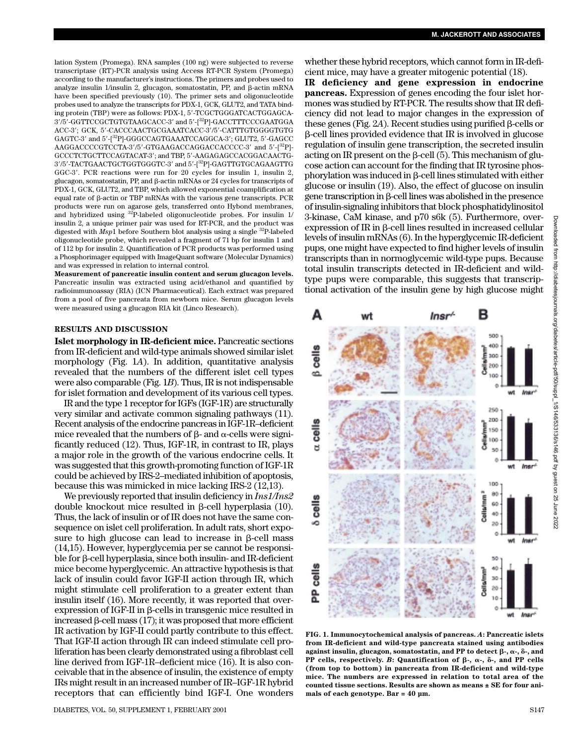lation System (Promega). RNA samples (100 ng) were subjected to reverse transcriptase (RT)-PCR analysis using Access RT-PCR System (Promega) according to the manufacturer's instructions. The primers and probes used to analyze insulin 1/insulin 2, glucagon, somatostatin, PP, and β-actin mRNA have been specified previously (10). The primer sets and oligonucleotide probes used to analyze the transcripts for PDX-1, GCK, GLUT2, and TATA binding protein (TBP) were as follows: PDX-1, 5′-TCGCTGGGATCACTGGAGCA-3′/5′-GGTTCCGCTGTGTAAGCACC-3′ and 5′-[$^{32}$P]-GACCTTTCCCGAATGGA ACC-3′; GCK, 5′-CACCCAACTGCGAAATCACC-3′/5′-CATTTGTGGGGTGTG GAGTC-3′ and 5′-[$^{32}$P]-GGGCCAGTGAAATCCAGGCA-3′; GLUT2, 5′-GAGCC AAGGACCCCGTCCTA-3′/5′-GTGAAGACCAGGACCACCCC-3′ and 5′-[$^{32}$P]-GCCCTCTGCTTCCAGTACAT-3′; and TBP, 5′-AAGAGAGCCACGGACAACTG-3′/5′-TACTGAACTGCTGGTGGGTC-3′ and 5′-[$^{32}$P]-GAGTTGTGCAGAAGTTG GGC-3′. PCR reactions were run for 20 cycles for insulin 1, insulin 2, glucagon, somatostatin, PP, and β-actin mRNAs or 24 cycles for transcripts of PDX-1, GCK, GLUT2, and TBP, which allowed exponential coamplification at equal rate of β-actin or TBP mRNAs with the various gene transcripts. PCR products were run on agarose gels, transferred onto Hybond membranes, and hybridized using $^{32}$P-labeled oligonucleotide probes. For insulin 1/ insulin 2, a unique primer pair was used for RT-PCR, and the product was digested with *Msp*1 before Southern blot analysis using a single $^{32}$P-labeled oligonucleotide probe, which revealed a fragment of 71 bp for insulin 1 and of 112 bp for insulin 2. Quantification of PCR products was performed using a Phosphorimager equipped with ImageQuant software (Molecular Dynamics) and was expressed in relation to internal control.

**Measurement of pancreatic insulin content and serum glucagon levels.** Pancreatic insulin was extracted using acid/ethanol and quantified by radioimmunoassay (RIA) (ICN Pharmaceutical). Each extract was prepared from a pool of five pancreata from newborn mice. Serum glucagon levels were measured using a glucagon RIA kit (Linco Research).

## RESULTS AND DISCUSSION

**Islet morphology in IR-deficient mice.** Pancreatic sections from IR-deficient and wild-type animals showed similar islet morphology (Fig. 1*A*). In addition, quantitative analysis revealed that the numbers of the different islet cell types were also comparable (Fig. 1*B*). Thus, IR is not indispensable for islet formation and development of its various cell types.

IR and the type 1 receptor for IGFs (IGF-1R) are structurally very similar and activate common signaling pathways (11). Recent analysis of the endocrine pancreas in IGF-1R–deficient mice revealed that the numbers of β- and α-cells were significantly reduced (12). Thus, IGF-1R, in contrast to IR, plays a major role in the growth of the various endocrine cells. It was suggested that this growth-promoting function of IGF-1R could be achieved by IRS-2–mediated inhibition of apoptosis, because this was mimicked in mice lacking IRS-2 (12,13).

We previously reported that insulin deficiency in *Ins1/Ins2* double knockout mice resulted in β-cell hyperplasia (10). Thus, the lack of insulin or of IR does not have the same consequence on islet cell proliferation. In adult rats, short exposure to high glucose can lead to increase in β-cell mass (14,15). However, hyperglycemia per se cannot be responsible for β-cell hyperplasia, since both insulin- and IR-deficient mice become hyperglycemic. An attractive hypothesis is that lack of insulin could favor IGF-II action through IR, which might stimulate cell proliferation to a greater extent than insulin itself (16). More recently, it was reported that overexpression of IGF-II in β-cells in transgenic mice resulted in increased β-cell mass (17); it was proposed that more efficient IR activation by IGF-II could partly contribute to this effect. That IGF-II action through IR can indeed stimulate cell proliferation has been clearly demonstrated using a fibroblast cell line derived from IGF-1R–deficient mice (16). It is also conceivable that in the absence of insulin, the existence of empty IRs might result in an increased number of IR–IGF-1R hybrid receptors that can efficiently bind IGF-I. One wonders whether these hybrid receptors, which cannot form in IR-deficient mice, may have a greater mitogenic potential (18).

**IR deficiency and gene expression in endocrine pancreas.** Expression of genes encoding the four islet hormones was studied by RT-PCR. The results show that IR deficiency did not lead to major changes in the expression of these genes (Fig. 2*A*). Recent studies using purified β-cells or β-cell lines provided evidence that IR is involved in glucose regulation of insulin gene transcription, the secreted insulin acting on IR present on the β-cell (5). This mechanism of glucose action can account for the finding that IR tyrosine phosphorylation was induced in β-cell lines stimulated with either glucose or insulin (19). Also, the effect of glucose on insulin gene transcription in β-cell lines was abolished in the presence of insulin-signaling inhibitors that block phosphatidylinositol 3-kinase, CaM kinase, and p70 s6k (5). Furthermore, overexpression of IR in β-cell lines resulted in increased cellular levels of insulin mRNAs (6). In the hyperglycemic IR-deficient pups, one might have expected to find higher levels of insulin transcripts than in normoglycemic wild-type pups. Because total insulin transcripts detected in IR-deficient and wild-type pups were comparable, this suggests that transcriptional activation of the insulin gene by high glucose might

A wt *Insr*$^{-/-}$ B

β cells

α cells

δ cells

PP cells

Cells/mm$^2$

500
400
300
200
100
0

250
200
150
100
50
0

100
80
60
40
20
0

50
40
30
20
10
0

wt *Insr*$^{-/-}$

**FIG. 1. Immunocytochemical analysis of pancreas. *A*: Pancreatic islets from IR-deficient and wild-type pancreata stained using antibodies against insulin, glucagon, somatostatin, and PP to detect β-, α-, δ-, and PP cells, respectively. *B*: Quantification of β-, α-, δ-, and PP cells (from top to bottom) in pancreata from IR-deficient and wild-type mice. The numbers are expressed in relation to total area of the counted tissue sections. Results are shown as means ± SE for four animals of each genotype. Bar = 40 µm.**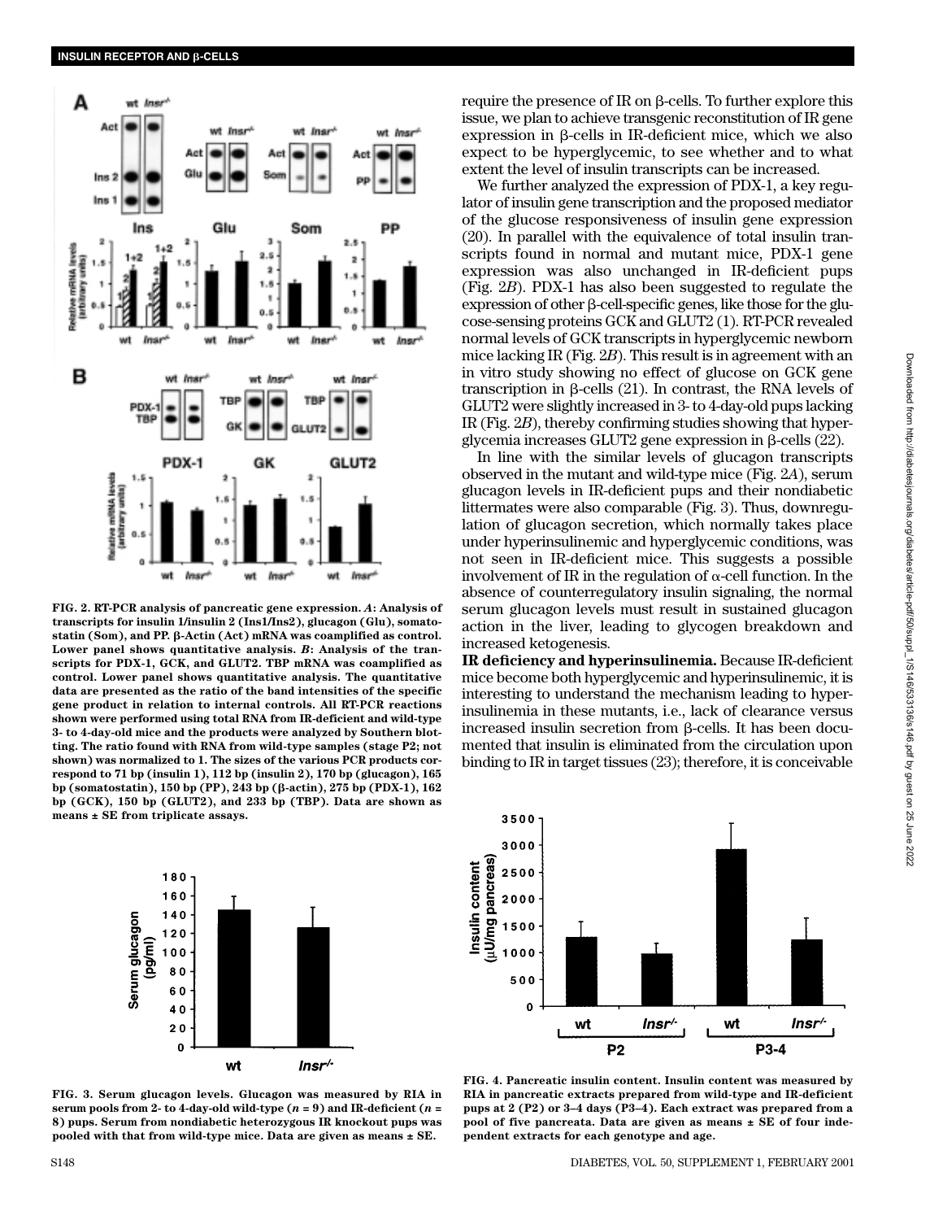A

wt Insr-/-

Act

Ins 2

Ins 1

wt Insr-/-

Act

Glu

wt Insr-/-

Act

Som

wt Insr-/-

Act

PP

Ins Glu Som PP

Relative mRNA levels (arbitrary units)

1+2 1+2

wt Insr-/- wt Insr-/- wt Insr-/- wt Insr-/-

B

wt Insr-/-

PDX-1

TBP

wt Insr-/-

TBP

GK

wt Insr-/-

TBP

GLUT2

PDX-1 GK GLUT2

Relative mRNA levels (arbitrary units)

wt Insr-/- wt Insr-/- wt Insr-/-

**FIG. 2. RT-PCR analysis of pancreatic gene expression.** ***A*****: Analysis of transcripts for insulin 1/insulin 2 (Ins1/Ins2), glucagon (Glu), somatostatin (Som), and PP. β-Actin (Act) mRNA was coamplified as control. Lower panel shows quantitative analysis.** ***B*****: Analysis of the transcripts for PDX-1, GCK, and GLUT2. TBP mRNA was coamplified as control. Lower panel shows quantitative analysis. The quantitative data are presented as the ratio of the band intensities of the specific gene product in relation to internal controls. All RT-PCR reactions shown were performed using total RNA from IR-deficient and wild-type 3- to 4-day-old mice and the products were analyzed by Southern blotting. The ratio found with RNA from wild-type samples (stage P2; not shown) was normalized to 1. The sizes of the various PCR products correspond to 71 bp (insulin 1), 112 bp (insulin 2), 170 bp (glucagon), 165 bp (somatostatin), 150 bp (PP), 243 bp (β-actin), 275 bp (PDX-1), 162 bp (GCK), 150 bp (GLUT2), and 233 bp (TBP). Data are shown as means ± SE from triplicate assays.**

require the presence of IR on β-cells. To further explore this issue, we plan to achieve transgenic reconstitution of IR gene expression in β-cells in IR-deficient mice, which we also expect to be hyperglycemic, to see whether and to what extent the level of insulin transcripts can be increased.

We further analyzed the expression of PDX-1, a key regulator of insulin gene transcription and the proposed mediator of the glucose responsiveness of insulin gene expression (20). In parallel with the equivalence of total insulin transcripts found in normal and mutant mice, PDX-1 gene expression was also unchanged in IR-deficient pups (Fig. 2*B*). PDX-1 has also been suggested to regulate the expression of other β-cell-specific genes, like those for the glucose-sensing proteins GCK and GLUT2 (1). RT-PCR revealed normal levels of GCK transcripts in hyperglycemic newborn mice lacking IR (Fig. 2*B*). This result is in agreement with an in vitro study showing no effect of glucose on GCK gene transcription in β-cells (21). In contrast, the RNA levels of GLUT2 were slightly increased in 3- to 4-day-old pups lacking IR (Fig. 2*B*), thereby confirming studies showing that hyperglycemia increases GLUT2 gene expression in β-cells (22).

In line with the similar levels of glucagon transcripts observed in the mutant and wild-type mice (Fig. 2*A*), serum glucagon levels in IR-deficient pups and their nondiabetic littermates were also comparable (Fig. 3). Thus, downregulation of glucagon secretion, which normally takes place under hyperinsulinemic and hyperglycemic conditions, was not seen in IR-deficient mice. This suggests a possible involvement of IR in the regulation of α-cell function. In the absence of counterregulatory insulin signaling, the normal serum glucagon levels must result in sustained glucagon action in the liver, leading to glycogen breakdown and increased ketogenesis.

**IR deficiency and hyperinsulinemia.** Because IR-deficient mice become both hyperglycemic and hyperinsulinemic, it is interesting to understand the mechanism leading to hyperinsulinemia in these mutants, i.e., lack of clearance versus increased insulin secretion from β-cells. It has been documented that insulin is eliminated from the circulation upon binding to IR in target tissues (23); therefore, it is conceivable

Serum glucagon (pg/ml)

180
160
140
120
100
80
60
40
20
0

wt Insr-/-

**FIG. 3. Serum glucagon levels. Glucagon was measured by RIA in serum pools from 2- to 4-day-old wild-type ($n$ = 9) and IR-deficient ($n$ = 8) pups. Serum from nondiabetic heterozygous IR knockout pups was pooled with that from wild-type mice. Data are given as means ± SE.**

Insulin content (μU/mg pancreas)

3500
3000
2500
2000
1500
1000
500
0

wt Insr-/- wt Insr-/-

P2 P3-4

**FIG. 4. Pancreatic insulin content. Insulin content was measured by RIA in pancreatic extracts prepared from wild-type and IR-deficient pups at 2 (P2) or 3–4 days (P3–4). Each extract was prepared from a pool of five pancreata. Data are given as means ± SE of four independent extracts for each genotype and age.**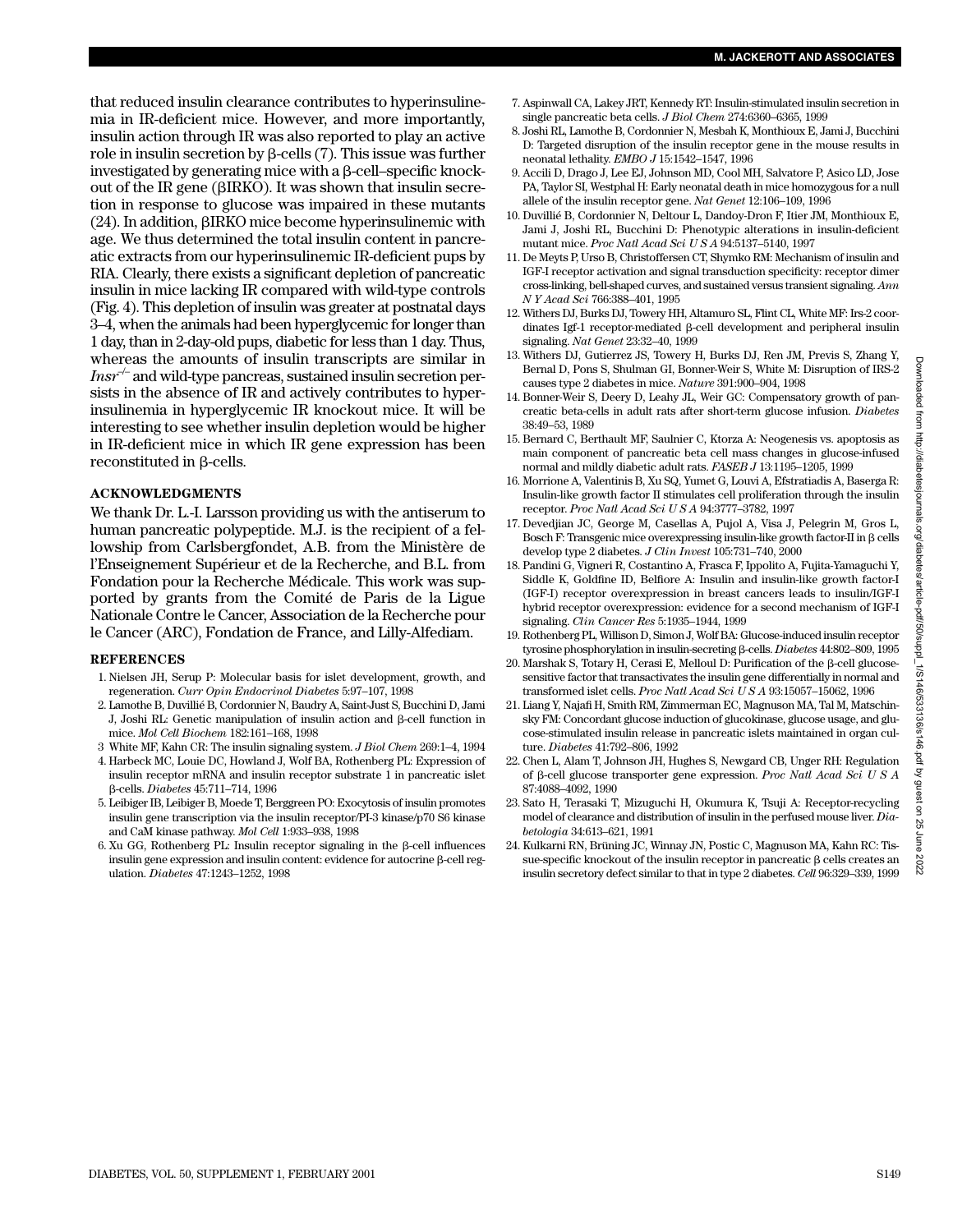that reduced insulin clearance contributes to hyperinsulinemia in IR-deficient mice. However, and more importantly, insulin action through IR was also reported to play an active role in insulin secretion by β-cells (7). This issue was further investigated by generating mice with a β-cell–specific knockout of the IR gene (βIRKO). It was shown that insulin secretion in response to glucose was impaired in these mutants (24). In addition, βIRKO mice become hyperinsulinemic with age. We thus determined the total insulin content in pancreatic extracts from our hyperinsulinemic IR-deficient pups by RIA. Clearly, there exists a significant depletion of pancreatic insulin in mice lacking IR compared with wild-type controls (Fig. 4). This depletion of insulin was greater at postnatal days 3–4, when the animals had been hyperglycemic for longer than 1 day, than in 2-day-old pups, diabetic for less than 1 day. Thus, whereas the amounts of insulin transcripts are similar in *Insr*$^{-/-}$ and wild-type pancreas, sustained insulin secretion persists in the absence of IR and actively contributes to hyperinsulinemia in hyperglycemic IR knockout mice. It will be interesting to see whether insulin depletion would be higher in IR-deficient mice in which IR gene expression has been reconstituted in β-cells.

## ACKNOWLEDGMENTS

We thank Dr. L.-I. Larsson providing us with the antiserum to human pancreatic polypeptide. M.J. is the recipient of a fellowship from Carlsbergfondet, A.B. from the Ministère de l'Enseignement Supérieur et de la Recherche, and B.L. from Fondation pour la Recherche Médicale. This work was supported by grants from the Comité de Paris de la Ligue Nationale Contre le Cancer, Association de la Recherche pour le Cancer (ARC), Fondation de France, and Lilly-Alfediam.

## REFERENCES

1. Nielsen JH, Serup P: Molecular basis for islet development, growth, and regeneration. *Curr Opin Endocrinol Diabetes* 5:97–107, 1998
2. Lamothe B, Duvillié B, Cordonnier N, Baudry A, Saint-Just S, Bucchini D, Jami J, Joshi RL: Genetic manipulation of insulin action and β-cell function in mice. *Mol Cell Biochem* 182:161–168, 1998
3. White MF, Kahn CR: The insulin signaling system. *J Biol Chem* 269:1–4, 1994
4. Harbeck MC, Louie DC, Howland J, Wolf BA, Rothenberg PL: Expression of insulin receptor mRNA and insulin receptor substrate 1 in pancreatic islet β-cells. *Diabetes* 45:711–714, 1996
5. Leibiger IB, Leibiger B, Moede T, Berggreen PO: Exocytosis of insulin promotes insulin gene transcription via the insulin receptor/PI-3 kinase/p70 S6 kinase and CaM kinase pathway. *Mol Cell* 1:933–938, 1998
6. Xu GG, Rothenberg PL: Insulin receptor signaling in the β-cell influences insulin gene expression and insulin content: evidence for autocrine β-cell regulation. *Diabetes* 47:1243–1252, 1998
7. Aspinwall CA, Lakey JRT, Kennedy RT: Insulin-stimulated insulin secretion in single pancreatic beta cells. *J Biol Chem* 274:6360–6365, 1999
8. Joshi RL, Lamothe B, Cordonnier N, Mesbah K, Monthioux E, Jami J, Bucchini D: Targeted disruption of the insulin receptor gene in the mouse results in neonatal lethality. *EMBO J* 15:1542–1547, 1996
9. Accili D, Drago J, Lee EJ, Johnson MD, Cool MH, Salvatore P, Asico LD, Jose PA, Taylor SI, Westphal H: Early neonatal death in mice homozygous for a null allele of the insulin receptor gene. *Nat Genet* 12:106–109, 1996
10. Duvillié B, Cordonnier N, Deltour L, Dandoy-Dron F, Itier JM, Monthioux E, Jami J, Joshi RL, Bucchini D: Phenotypic alterations in insulin-deficient mutant mice. *Proc Natl Acad Sci U S A* 94:5137–5140, 1997
11. De Meyts P, Urso B, Christoffersen CT, Shymko RM: Mechanism of insulin and IGF-I receptor activation and signal transduction specificity: receptor dimer cross-linking, bell-shaped curves, and sustained versus transient signaling. *Ann N Y Acad Sci* 766:388–401, 1995
12. Withers DJ, Burks DJ, Towery HH, Altamuro SL, Flint CL, White MF: Irs-2 coordinates Igf-1 receptor-mediated β-cell development and peripheral insulin signaling. *Nat Genet* 23:32–40, 1999
13. Withers DJ, Gutierrez JS, Towery H, Burks DJ, Ren JM, Previs S, Zhang Y, Bernal D, Pons S, Shulman GI, Bonner-Weir S, White M: Disruption of IRS-2 causes type 2 diabetes in mice. *Nature* 391:900–904, 1998
14. Bonner-Weir S, Deery D, Leahy JL, Weir GC: Compensatory growth of pancreatic beta-cells in adult rats after short-term glucose infusion. *Diabetes* 38:49–53, 1989
15. Bernard C, Berthault MF, Saulnier C, Ktorza A: Neogenesis vs. apoptosis as main component of pancreatic beta cell mass changes in glucose-infused normal and mildly diabetic adult rats. *FASEB J* 13:1195–1205, 1999
16. Morrione A, Valentinis B, Xu SQ, Yumet G, Louvi A, Efstratiadis A, Baserga R: Insulin-like growth factor II stimulates cell proliferation through the insulin receptor. *Proc Natl Acad Sci U S A* 94:3777–3782, 1997
17. Devedjian JC, George M, Casellas A, Pujol A, Visa J, Pelegrin M, Gros L, Bosch F: Transgenic mice overexpressing insulin-like growth factor-II in β cells develop type 2 diabetes. *J Clin Invest* 105:731–740, 2000
18. Pandini G, Vigneri R, Costantino A, Frasca F, Ippolito A, Fujita-Yamaguchi Y, Siddle K, Goldfine ID, Belfiore A: Insulin and insulin-like growth factor-I (IGF-I) receptor overexpression in breast cancers leads to insulin/IGF-I hybrid receptor overexpression: evidence for a second mechanism of IGF-I signaling. *Clin Cancer Res* 5:1935–1944, 1999
19. Rothenberg PL, Willison D, Simon J, Wolf BA: Glucose-induced insulin receptor tyrosine phosphorylation in insulin-secreting β-cells. *Diabetes* 44:802–809, 1995
20. Marshak S, Totary H, Cerasi E, Melloul D: Purification of the β-cell glucose-sensitive factor that transactivates the insulin gene differentially in normal and transformed islet cells. *Proc Natl Acad Sci U S A* 93:15057–15062, 1996
21. Liang Y, Najafi H, Smith RM, Zimmerman EC, Magnuson MA, Tal M, Matschinsky FM: Concordant glucose induction of glucokinase, glucose usage, and glucose-stimulated insulin release in pancreatic islets maintained in organ culture. *Diabetes* 41:792–806, 1992
22. Chen L, Alam T, Johnson JH, Hughes S, Newgard CB, Unger RH: Regulation of β-cell glucose transporter gene expression. *Proc Natl Acad Sci U S A* 87:4088–4092, 1990
23. Sato H, Terasaki T, Mizuguchi H, Okumura K, Tsuji A: Receptor-recycling model of clearance and distribution of insulin in the perfused mouse liver. *Diabetologia* 34:613–621, 1991
24. Kulkarni RN, Brüning JC, Winnay JN, Postic C, Magnuson MA, Kahn RC: Tissue-specific knockout of the insulin receptor in pancreatic β cells creates an insulin secretory defect similar to that in type 2 diabetes. *Cell* 96:329–339, 1999